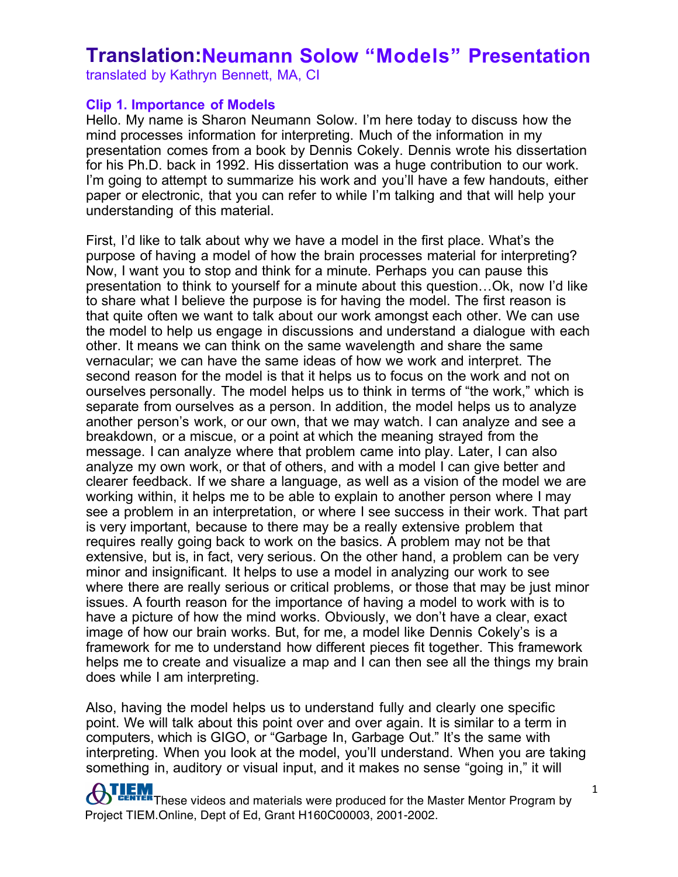# Translation:Neumann Solow "Models" Presentation

translated by Kathryn Bennett, MA, CI

### Clip 1. Importance of Models

Hello. My name is Sharon Neumann Solow. I'm here today to discuss how the mind processes information for interpreting. Much of the information in my presentation comes from a book by Dennis Cokely. Dennis wrote his dissertation for his Ph.D. back in 1992. His dissertation was a huge contribution to our work. I'm going to attempt to summarize his work and you'll have a few handouts, either paper or electronic, that you can refer to while I'm talking and that will help your understanding of this material.

First, I'd like to talk about why we have a model in the first place. What's the purpose of having a model of how the brain processes material for interpreting? Now, I want you to stop and think for a minute. Perhaps you can pause this presentation to think to yourself for a minute about this question…Ok, now I'd like to share what I believe the purpose is for having the model. The first reason is that quite often we want to talk about our work amongst each other. We can use the model to help us engage in discussions and understand a dialogue with each other. It means we can think on the same wavelength and share the same vernacular; we can have the same ideas of how we work and interpret. The second reason for the model is that it helps us to focus on the work and not on ourselves personally. The model helps us to think in terms of "the work," which is separate from ourselves as a person. In addition, the model helps us to analyze another person's work, or our own, that we may watch. I can analyze and see a breakdown, or a miscue, or a point at which the meaning strayed from the message. I can analyze where that problem came into play. Later, I can also analyze my own work, or that of others, and with a model I can give better and clearer feedback. If we share a language, as well as a vision of the model we are working within, it helps me to be able to explain to another person where I may see a problem in an interpretation, or where I see success in their work. That part is very important, because to there may be a really extensive problem that requires really going back to work on the basics. A problem may not be that extensive, but is, in fact, very serious. On the other hand, a problem can be very minor and insignificant. It helps to use a model in analyzing our work to see where there are really serious or critical problems, or those that may be just minor issues. A fourth reason for the importance of having a model to work with is to have a picture of how the mind works. Obviously, we don't have a clear, exact image of how our brain works. But, for me, a model like Dennis Cokely's is a framework for me to understand how different pieces fit together. This framework helps me to create and visualize a map and I can then see all the things my brain does while I am interpreting.

Also, having the model helps us to understand fully and clearly one specific point. We will talk about this point over and over again. It is similar to a term in computers, which is GIGO, or "Garbage In, Garbage Out." It's the same with interpreting. When you look at the model, you'll understand. When you are taking something in, auditory or visual input, and it makes no sense "going in," it will

These videos and materials were produced for the Master Mentor Program by Project TIEM.Online, Dept of Ed, Grant H160C00003, 2001-2002.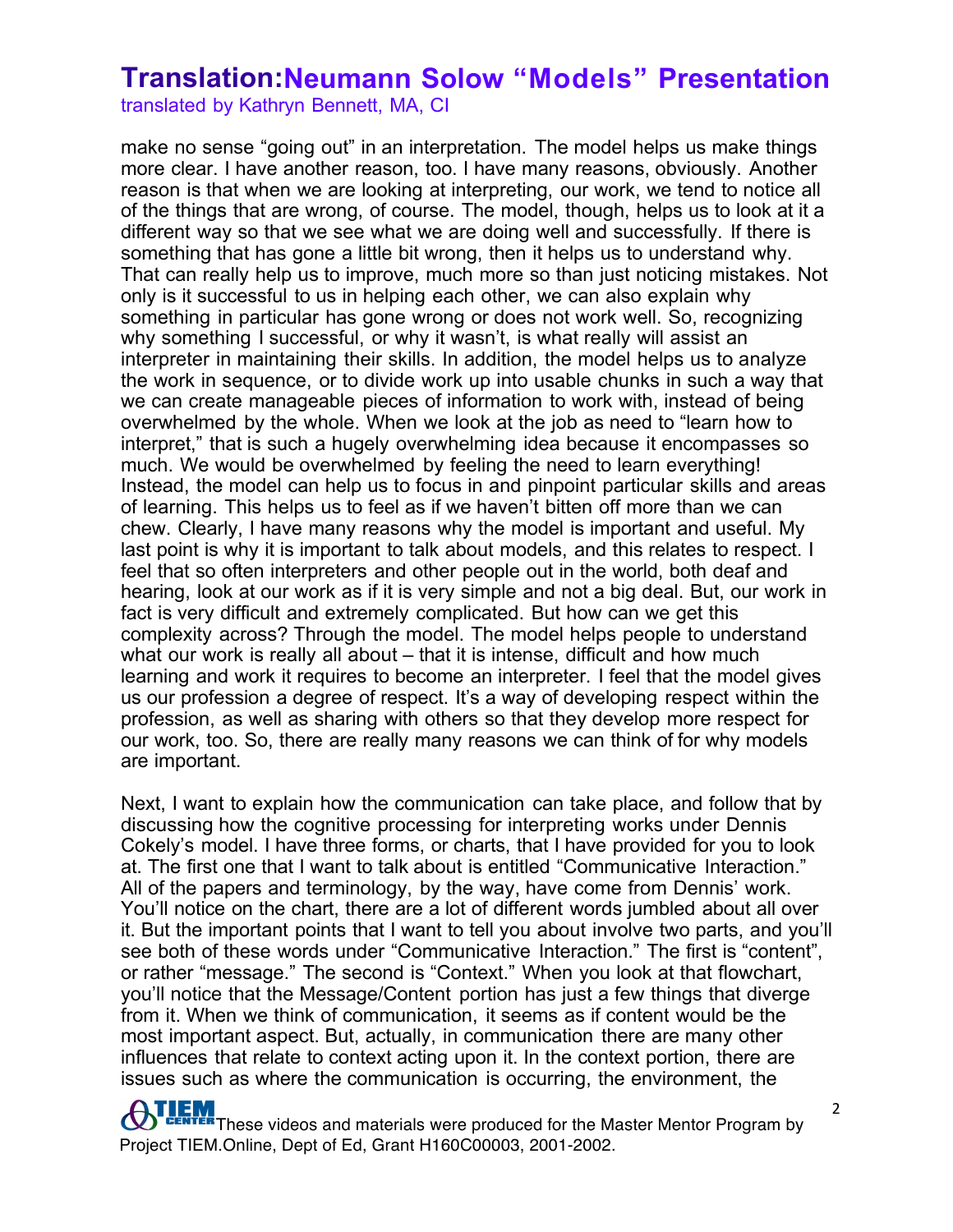make no sense "going out" in an interpretation. The model helps us make things more clear. I have another reason, too. I have many reasons, obviously. Another reason is that when we are looking at interpreting, our work, we tend to notice all of the things that are wrong, of course. The model, though, helps us to look at it a different way so that we see what we are doing well and successfully. If there is something that has gone a little bit wrong, then it helps us to understand why. That can really help us to improve, much more so than just noticing mistakes. Not only is it successful to us in helping each other, we can also explain why something in particular has gone wrong or does not work well. So, recognizing why something I successful, or why it wasn't, is what really will assist an interpreter in maintaining their skills. In addition, the model helps us to analyze the work in sequence, or to divide work up into usable chunks in such a way that we can create manageable pieces of information to work with, instead of being overwhelmed by the whole. When we look at the job as need to "learn how to interpret," that is such a hugely overwhelming idea because it encompasses so much. We would be overwhelmed by feeling the need to learn everything! Instead, the model can help us to focus in and pinpoint particular skills and areas of learning. This helps us to feel as if we haven't bitten off more than we can chew. Clearly, I have many reasons why the model is important and useful. My last point is why it is important to talk about models, and this relates to respect. I feel that so often interpreters and other people out in the world, both deaf and hearing, look at our work as if it is very simple and not a big deal. But, our work in fact is very difficult and extremely complicated. But how can we get this complexity across? Through the model. The model helps people to understand what our work is really all about – that it is intense, difficult and how much learning and work it requires to become an interpreter. I feel that the model gives us our profession a degree of respect. It's a way of developing respect within the profession, as well as sharing with others so that they develop more respect for our work, too. So, there are really many reasons we can think of for why models are important.

Next, I want to explain how the communication can take place, and follow that by discussing how the cognitive processing for interpreting works under Dennis Cokely's model. I have three forms, or charts, that I have provided for you to look at. The first one that I want to talk about is entitled "Communicative Interaction." All of the papers and terminology, by the way, have come from Dennis' work. You'll notice on the chart, there are a lot of different words jumbled about all over it. But the important points that I want to tell you about involve two parts, and you'll see both of these words under "Communicative Interaction." The first is "content", or rather "message." The second is "Context." When you look at that flowchart, you'll notice that the Message/Content portion has just a few things that diverge from it. When we think of communication, it seems as if content would be the most important aspect. But, actually, in communication there are many other influences that relate to context acting upon it. In the context portion, there are issues such as where the communication is occurring, the environment, the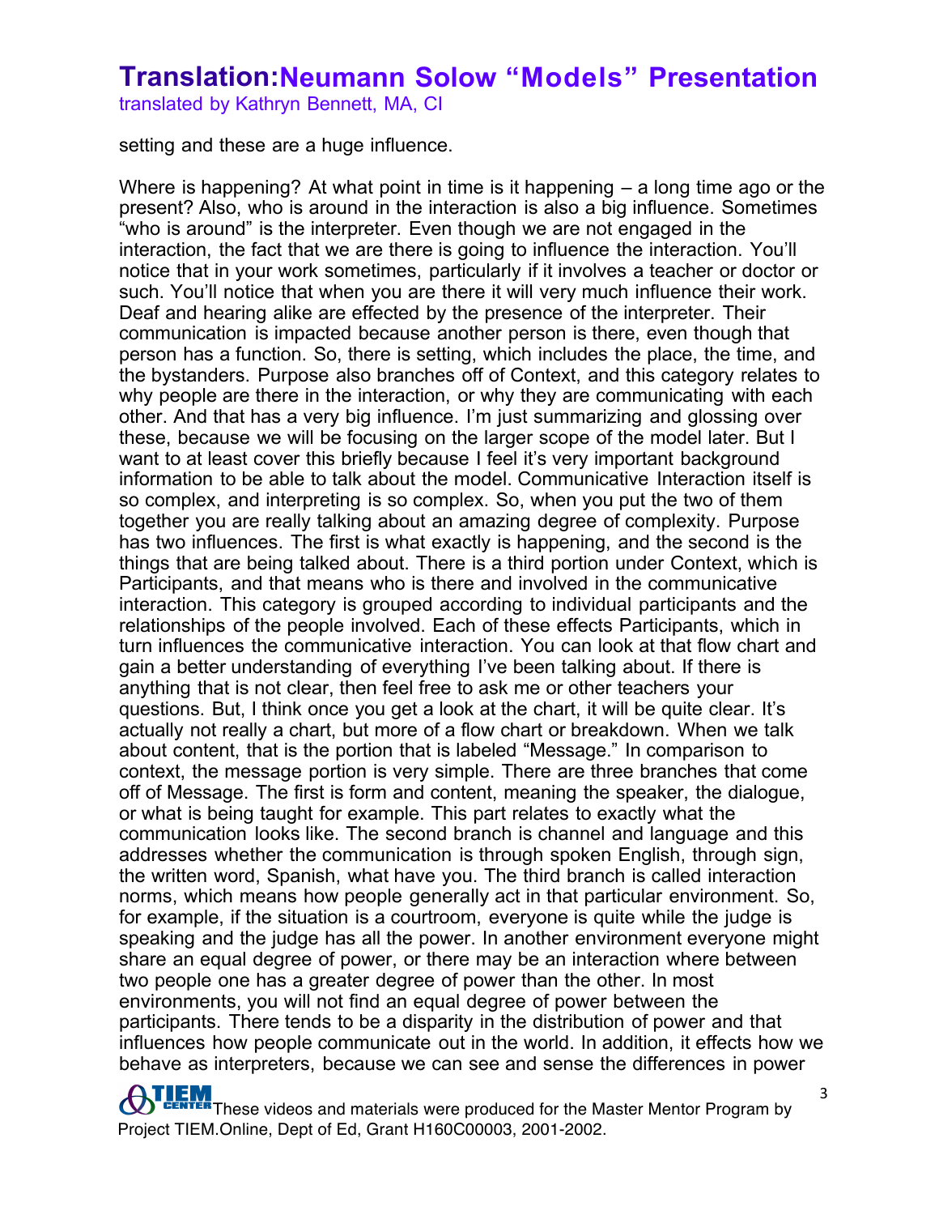setting and these are a huge influence.

Where is happening? At what point in time is it happening – a long time ago or the present? Also, who is around in the interaction is also a big influence. Sometimes "who is around" is the interpreter. Even though we are not engaged in the interaction, the fact that we are there is going to influence the interaction. You'll notice that in your work sometimes, particularly if it involves a teacher or doctor or such. You'll notice that when you are there it will very much influence their work. Deaf and hearing alike are effected by the presence of the interpreter. Their communication is impacted because another person is there, even though that person has a function. So, there is setting, which includes the place, the time, and the bystanders. Purpose also branches off of Context, and this category relates to why people are there in the interaction, or why they are communicating with each other. And that has a very big influence. I'm just summarizing and glossing over these, because we will be focusing on the larger scope of the model later. But I want to at least cover this briefly because I feel it's very important background information to be able to talk about the model. Communicative Interaction itself is so complex, and interpreting is so complex. So, when you put the two of them together you are really talking about an amazing degree of complexity. Purpose has two influences. The first is what exactly is happening, and the second is the things that are being talked about. There is a third portion under Context, which is Participants, and that means who is there and involved in the communicative interaction. This category is grouped according to individual participants and the relationships of the people involved. Each of these effects Participants, which in turn influences the communicative interaction. You can look at that flow chart and gain a better understanding of everything I've been talking about. If there is anything that is not clear, then feel free to ask me or other teachers your questions. But, I think once you get a look at the chart, it will be quite clear. It's actually not really a chart, but more of a flow chart or breakdown. When we talk about content, that is the portion that is labeled "Message." In comparison to context, the message portion is very simple. There are three branches that come off of Message. The first is form and content, meaning the speaker, the dialogue, or what is being taught for example. This part relates to exactly what the communication looks like. The second branch is channel and language and this addresses whether the communication is through spoken English, through sign, the written word, Spanish, what have you. The third branch is called interaction norms, which means how people generally act in that particular environment. So, for example, if the situation is a courtroom, everyone is quite while the judge is speaking and the judge has all the power. In another environment everyone might share an equal degree of power, or there may be an interaction where between two people one has a greater degree of power than the other. In most environments, you will not find an equal degree of power between the participants. There tends to be a disparity in the distribution of power and that influences how people communicate out in the world. In addition, it effects how we behave as interpreters, because we can see and sense the differences in power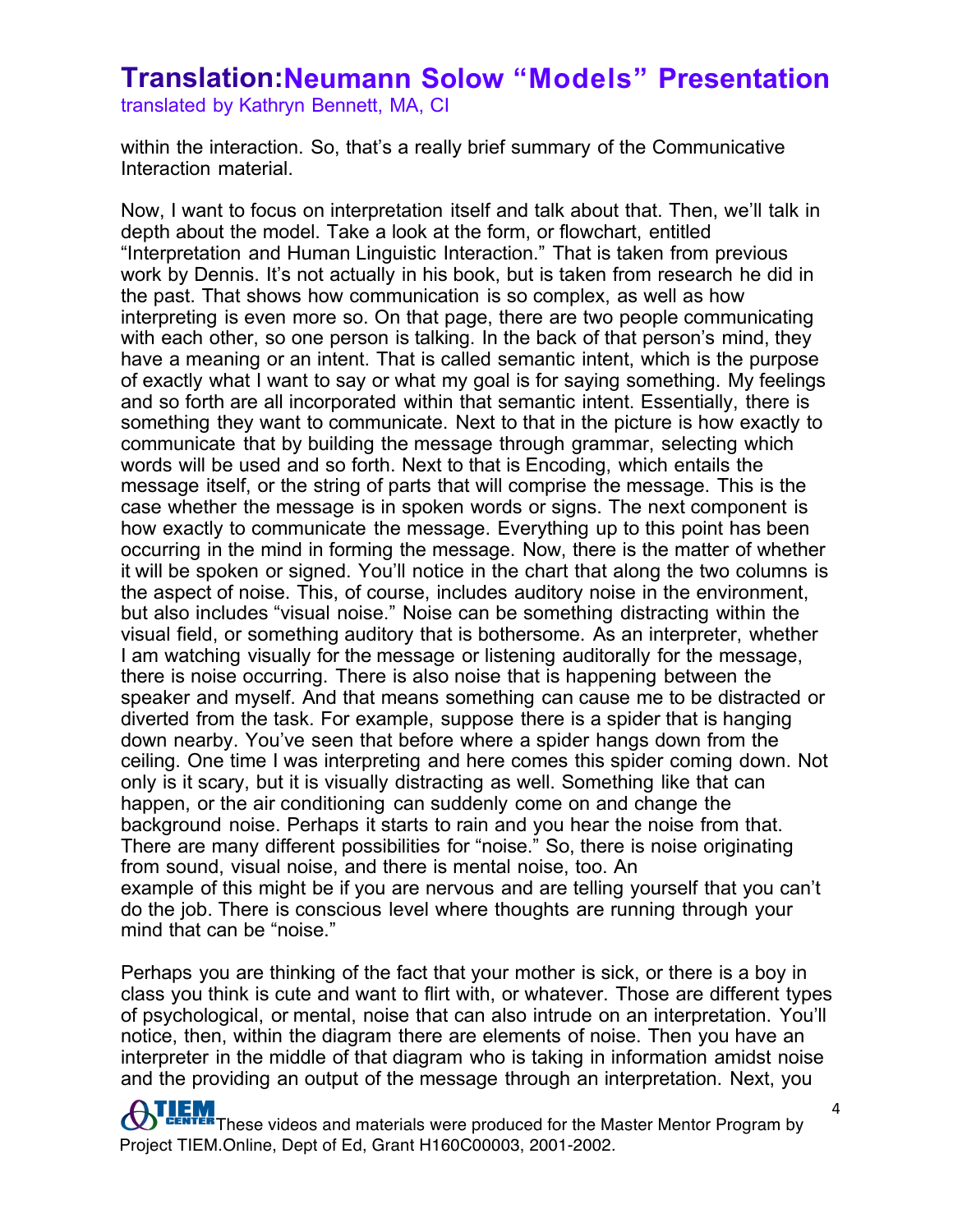within the interaction. So, that's a really brief summary of the Communicative Interaction material.

Now, I want to focus on interpretation itself and talk about that. Then, we'll talk in depth about the model. Take a look at the form, or flowchart, entitled "Interpretation and Human Linguistic Interaction." That is taken from previous work by Dennis. It's not actually in his book, but is taken from research he did in the past. That shows how communication is so complex, as well as how interpreting is even more so. On that page, there are two people communicating with each other, so one person is talking. In the back of that person's mind, they have a meaning or an intent. That is called semantic intent, which is the purpose of exactly what I want to say or what my goal is for saying something. My feelings and so forth are all incorporated within that semantic intent. Essentially, there is something they want to communicate. Next to that in the picture is how exactly to communicate that by building the message through grammar, selecting which words will be used and so forth. Next to that is Encoding, which entails the message itself, or the string of parts that will comprise the message. This is the case whether the message is in spoken words or signs. The next component is how exactly to communicate the message. Everything up to this point has been occurring in the mind in forming the message. Now, there is the matter of whether it will be spoken or signed. You'll notice in the chart that along the two columns is the aspect of noise. This, of course, includes auditory noise in the environment, but also includes "visual noise." Noise can be something distracting within the visual field, or something auditory that is bothersome. As an interpreter, whether I am watching visually for the message or listening auditorally for the message, there is noise occurring. There is also noise that is happening between the speaker and myself. And that means something can cause me to be distracted or diverted from the task. For example, suppose there is a spider that is hanging down nearby. You've seen that before where a spider hangs down from the ceiling. One time I was interpreting and here comes this spider coming down. Not only is it scary, but it is visually distracting as well. Something like that can happen, or the air conditioning can suddenly come on and change the background noise. Perhaps it starts to rain and you hear the noise from that. There are many different possibilities for "noise." So, there is noise originating from sound, visual noise, and there is mental noise, too. An example of this might be if you are nervous and are telling yourself that you can't do the job. There is conscious level where thoughts are running through your mind that can be "noise."

Perhaps you are thinking of the fact that your mother is sick, or there is a boy in class you think is cute and want to flirt with, or whatever. Those are different types of psychological, or mental, noise that can also intrude on an interpretation. You'll notice, then, within the diagram there are elements of noise. Then you have an interpreter in the middle of that diagram who is taking in information amidst noise and the providing an output of the message through an interpretation. Next, you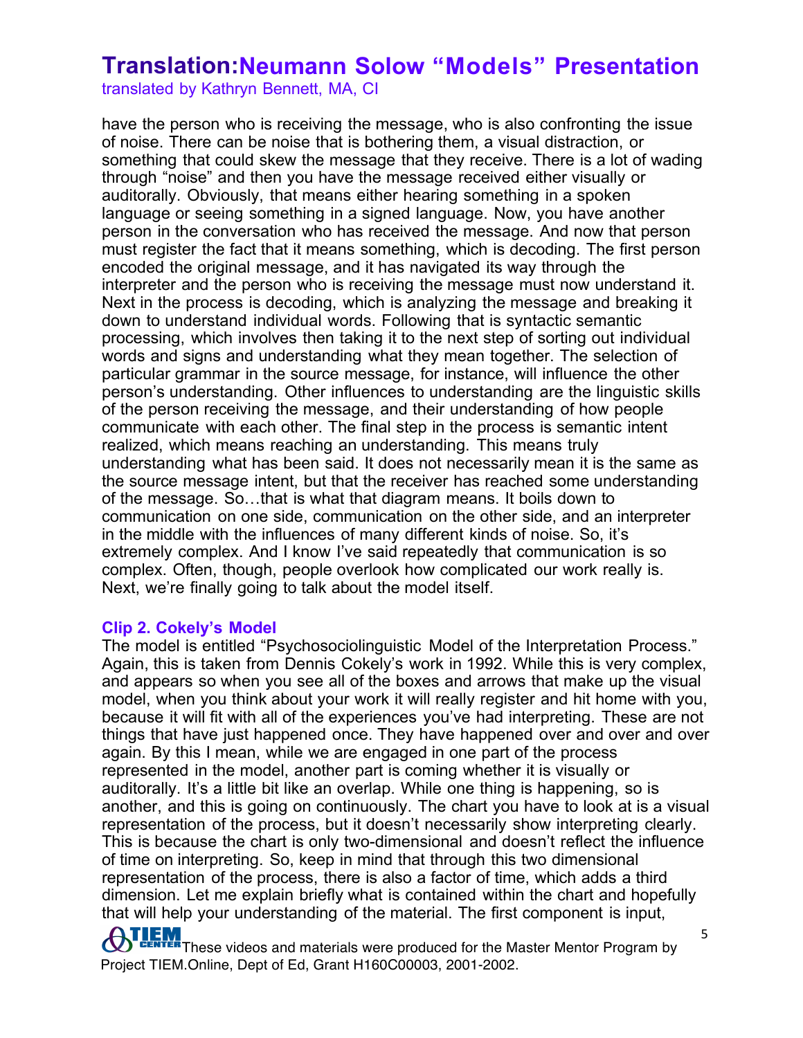have the person who is receiving the message, who is also confronting the issue of noise. There can be noise that is bothering them, a visual distraction, or something that could skew the message that they receive. There is a lot of wading through "noise" and then you have the message received either visually or auditorally. Obviously, that means either hearing something in a spoken language or seeing something in a signed language. Now, you have another person in the conversation who has received the message. And now that person must register the fact that it means something, which is decoding. The first person encoded the original message, and it has navigated its way through the interpreter and the person who is receiving the message must now understand it. Next in the process is decoding, which is analyzing the message and breaking it down to understand individual words. Following that is syntactic semantic processing, which involves then taking it to the next step of sorting out individual words and signs and understanding what they mean together. The selection of particular grammar in the source message, for instance, will influence the other person's understanding. Other influences to understanding are the linguistic skills of the person receiving the message, and their understanding of how people communicate with each other. The final step in the process is semantic intent realized, which means reaching an understanding. This means truly understanding what has been said. It does not necessarily mean it is the same as the source message intent, but that the receiver has reached some understanding of the message. So…that is what that diagram means. It boils down to communication on one side, communication on the other side, and an interpreter in the middle with the influences of many different kinds of noise. So, it's extremely complex. And I know I've said repeatedly that communication is so complex. Often, though, people overlook how complicated our work really is. Next, we're finally going to talk about the model itself.

### Clip 2. Cokely's Model

The model is entitled "Psychosociolinguistic Model of the Interpretation Process." Again, this is taken from Dennis Cokely's work in 1992. While this is very complex, and appears so when you see all of the boxes and arrows that make up the visual model, when you think about your work it will really register and hit home with you, because it will fit with all of the experiences you've had interpreting. These are not things that have just happened once. They have happened over and over and over again. By this I mean, while we are engaged in one part of the process represented in the model, another part is coming whether it is visually or auditorally. It's a little bit like an overlap. While one thing is happening, so is another, and this is going on continuously. The chart you have to look at is a visual representation of the process, but it doesn't necessarily show interpreting clearly. This is because the chart is only two-dimensional and doesn't reflect the influence of time on interpreting. So, keep in mind that through this two dimensional representation of the process, there is also a factor of time, which adds a third dimension. Let me explain briefly what is contained within the chart and hopefully that will help your understanding of the material. The first component is input,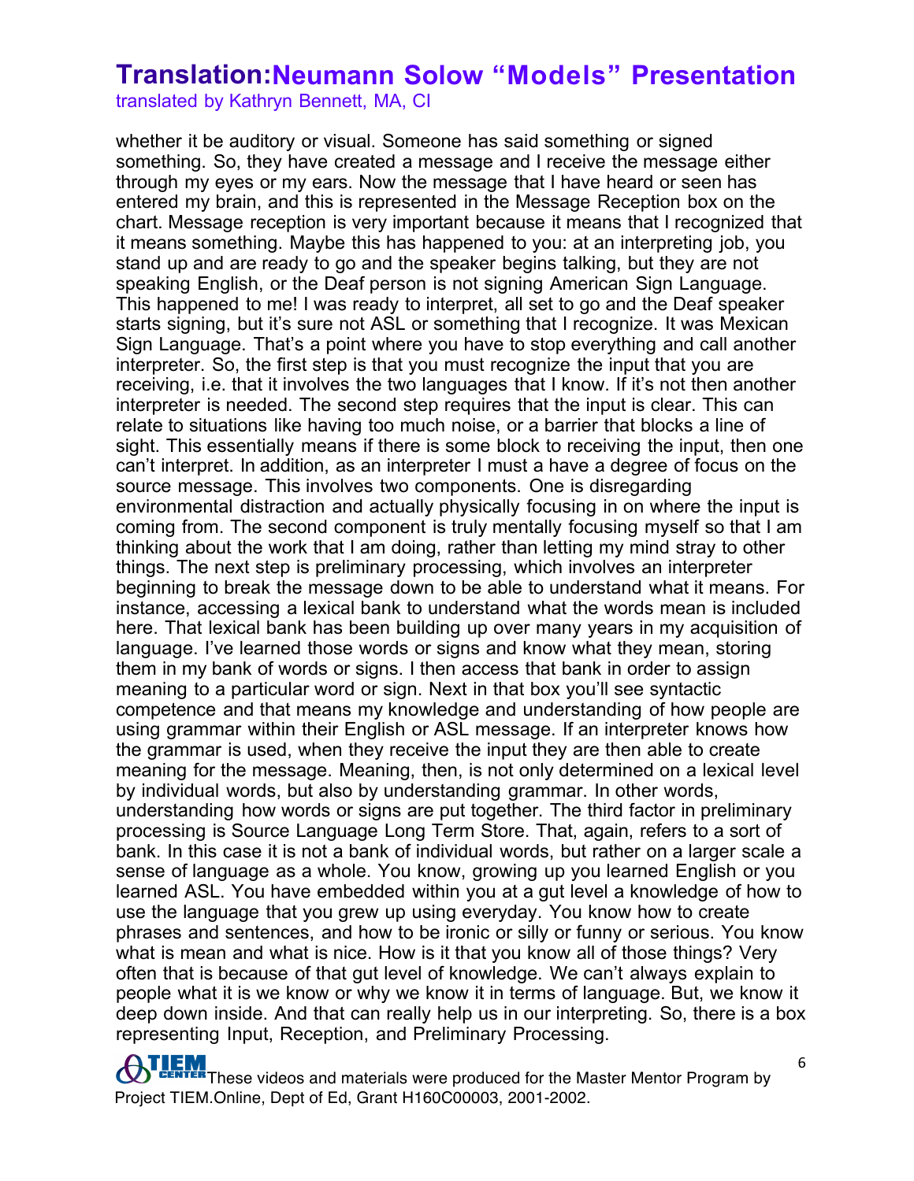whether it be auditory or visual. Someone has said something or signed something. So, they have created a message and I receive the message either through my eyes or my ears. Now the message that I have heard or seen has entered my brain, and this is represented in the Message Reception box on the chart. Message reception is very important because it means that I recognized that it means something. Maybe this has happened to you: at an interpreting job, you stand up and are ready to go and the speaker begins talking, but they are not speaking English, or the Deaf person is not signing American Sign Language. This happened to me! I was ready to interpret, all set to go and the Deaf speaker starts signing, but it's sure not ASL or something that I recognize. It was Mexican Sign Language. That's a point where you have to stop everything and call another interpreter. So, the first step is that you must recognize the input that you are receiving, i.e. that it involves the two languages that I know. If it's not then another interpreter is needed. The second step requires that the input is clear. This can relate to situations like having too much noise, or a barrier that blocks a line of sight. This essentially means if there is some block to receiving the input, then one can't interpret. In addition, as an interpreter I must a have a degree of focus on the source message. This involves two components. One is disregarding environmental distraction and actually physically focusing in on where the input is coming from. The second component is truly mentally focusing myself so that I am thinking about the work that I am doing, rather than letting my mind stray to other things. The next step is preliminary processing, which involves an interpreter beginning to break the message down to be able to understand what it means. For instance, accessing a lexical bank to understand what the words mean is included here. That lexical bank has been building up over many years in my acquisition of language. I've learned those words or signs and know what they mean, storing them in my bank of words or signs. I then access that bank in order to assign meaning to a particular word or sign. Next in that box you'll see syntactic competence and that means my knowledge and understanding of how people are using grammar within their English or ASL message. If an interpreter knows how the grammar is used, when they receive the input they are then able to create meaning for the message. Meaning, then, is not only determined on a lexical level by individual words, but also by understanding grammar. In other words, understanding how words or signs are put together. The third factor in preliminary processing is Source Language Long Term Store. That, again, refers to a sort of bank. In this case it is not a bank of individual words, but rather on a larger scale a sense of language as a whole. You know, growing up you learned English or you learned ASL. You have embedded within you at a gut level a knowledge of how to use the language that you grew up using everyday. You know how to create phrases and sentences, and how to be ironic or silly or funny or serious. You know what is mean and what is nice. How is it that you know all of those things? Very often that is because of that gut level of knowledge. We can't always explain to people what it is we know or why we know it in terms of language. But, we know it deep down inside. And that can really help us in our interpreting. So, there is a box representing Input, Reception, and Preliminary Processing.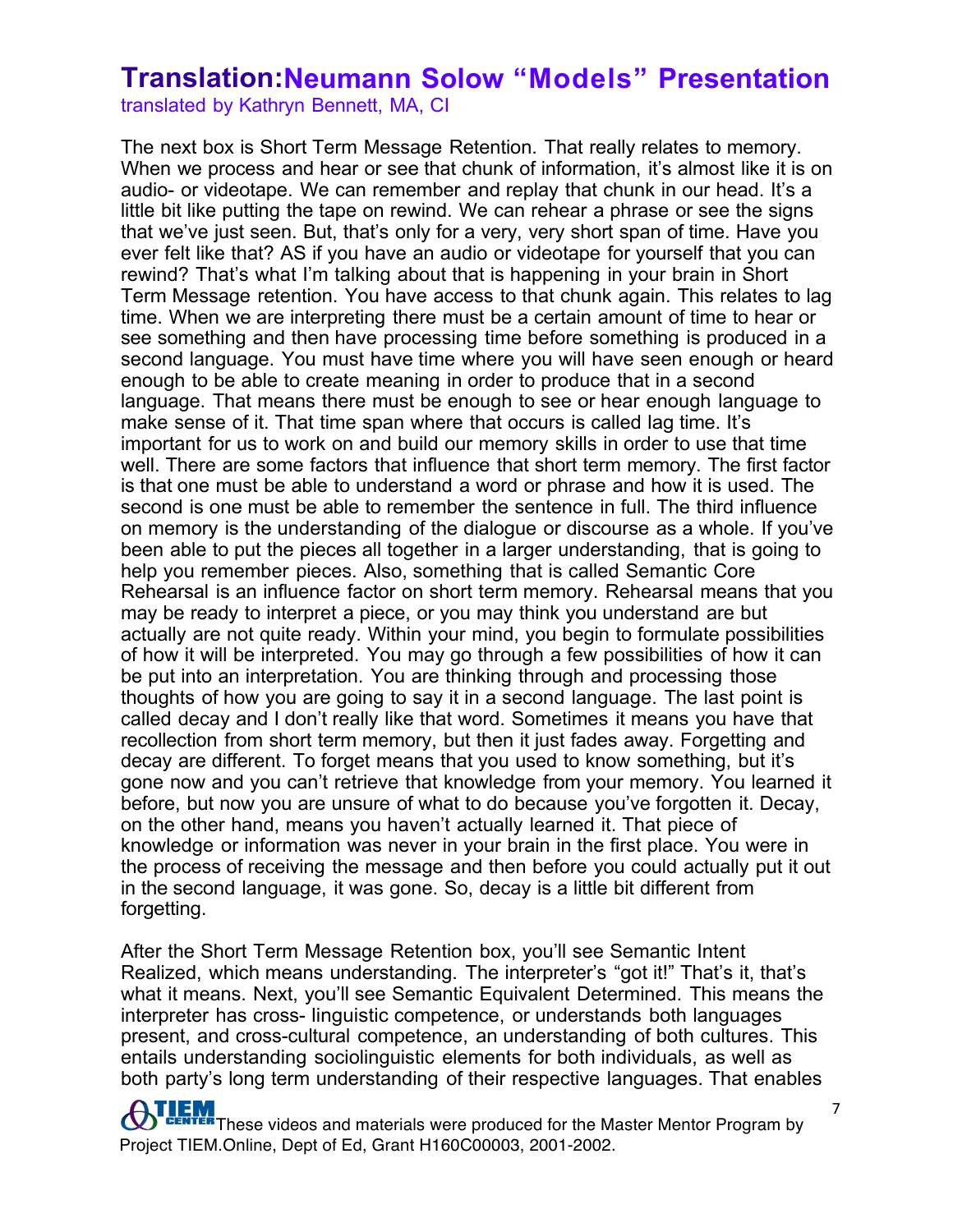# Translation:Neumann Solow "Models" Presentation

translated by Kathryn Bennett, MA, CI

The next box is Short Term Message Retention. That really relates to memory. When we process and hear or see that chunk of information, it's almost like it is on audio- or videotape. We can remember and replay that chunk in our head. It's a little bit like putting the tape on rewind. We can rehear a phrase or see the signs that we've just seen. But, that's only for a very, very short span of time. Have you ever felt like that? AS if you have an audio or videotape for yourself that you can rewind? That's what I'm talking about that is happening in your brain in Short Term Message retention. You have access to that chunk again. This relates to lag time. When we are interpreting there must be a certain amount of time to hear or see something and then have processing time before something is produced in a second language. You must have time where you will have seen enough or heard enough to be able to create meaning in order to produce that in a second language. That means there must be enough to see or hear enough language to make sense of it. That time span where that occurs is called lag time. It's important for us to work on and build our memory skills in order to use that time well. There are some factors that influence that short term memory. The first factor is that one must be able to understand a word or phrase and how it is used. The second is one must be able to remember the sentence in full. The third influence on memory is the understanding of the dialogue or discourse as a whole. If you've been able to put the pieces all together in a larger understanding, that is going to help you remember pieces. Also, something that is called Semantic Core Rehearsal is an influence factor on short term memory. Rehearsal means that you may be ready to interpret a piece, or you may think you understand are but actually are not quite ready. Within your mind, you begin to formulate possibilities of how it will be interpreted. You may go through a few possibilities of how it can be put into an interpretation. You are thinking through and processing those thoughts of how you are going to say it in a second language. The last point is called decay and I don't really like that word. Sometimes it means you have that recollection from short term memory, but then it just fades away. Forgetting and decay are different. To forget means that you used to know something, but it's gone now and you can't retrieve that knowledge from your memory. You learned it before, but now you are unsure of what to do because you've forgotten it. Decay, on the other hand, means you haven't actually learned it. That piece of knowledge or information was never in your brain in the first place. You were in the process of receiving the message and then before you could actually put it out in the second language, it was gone. So, decay is a little bit different from forgetting.

After the Short Term Message Retention box, you'll see Semantic Intent Realized, which means understanding. The interpreter's "got it!" That's it, that's what it means. Next, you'll see Semantic Equivalent Determined. This means the interpreter has cross- linguistic competence, or understands both languages present, and cross-cultural competence, an understanding of both cultures. This entails understanding sociolinguistic elements for both individuals, as well as both party's long term understanding of their respective languages. That enables

These videos and materials were produced for the Master Mentor Program by Project TIEM.Online, Dept of Ed, Grant H160C00003, 2001-2002.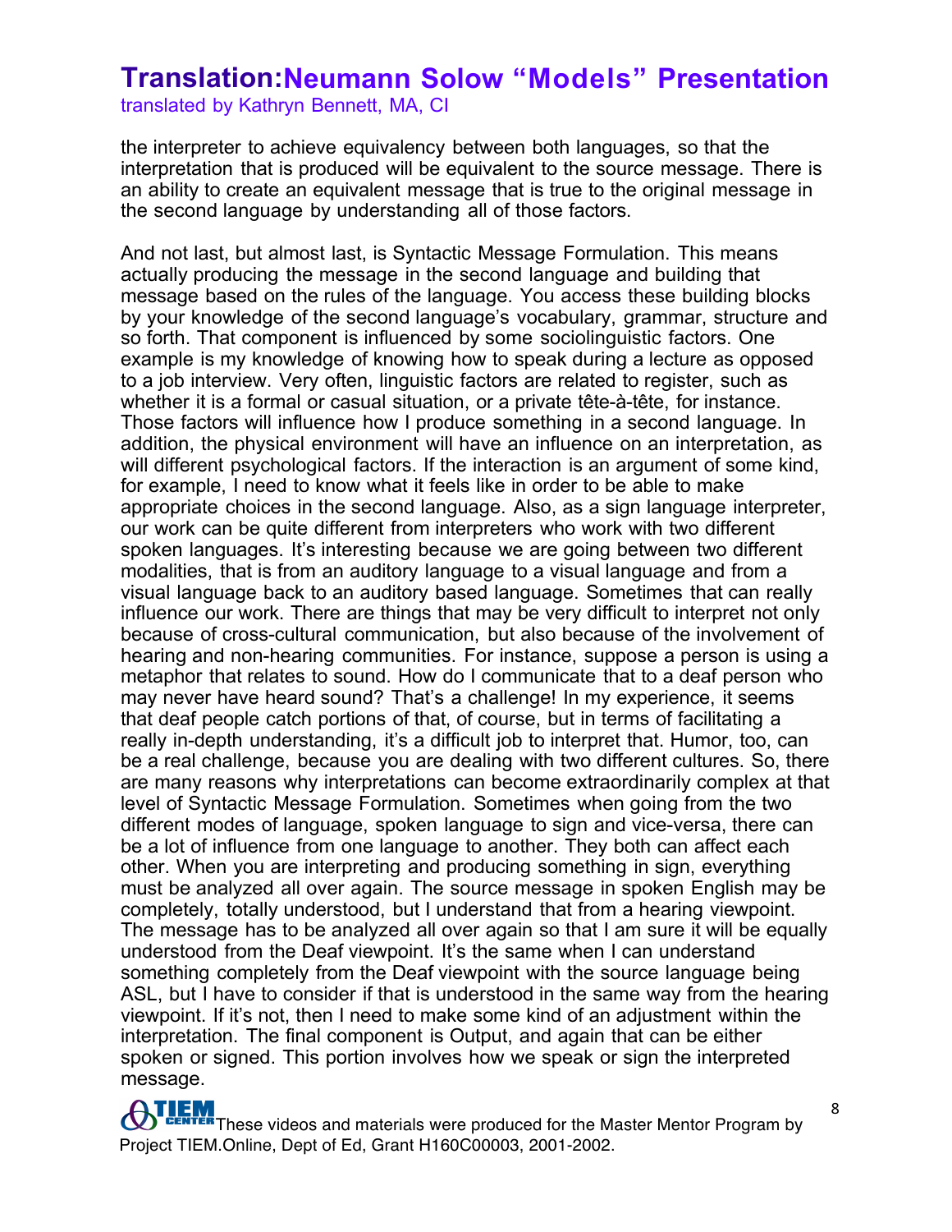the interpreter to achieve equivalency between both languages, so that the interpretation that is produced will be equivalent to the source message. There is an ability to create an equivalent message that is true to the original message in the second language by understanding all of those factors.

And not last, but almost last, is Syntactic Message Formulation. This means actually producing the message in the second language and building that message based on the rules of the language. You access these building blocks by your knowledge of the second language's vocabulary, grammar, structure and so forth. That component is influenced by some sociolinguistic factors. One example is my knowledge of knowing how to speak during a lecture as opposed to a job interview. Very often, linguistic factors are related to register, such as whether it is a formal or casual situation, or a private tête-à-tête, for instance. Those factors will influence how I produce something in a second language. In addition, the physical environment will have an influence on an interpretation, as will different psychological factors. If the interaction is an argument of some kind, for example, I need to know what it feels like in order to be able to make appropriate choices in the second language. Also, as a sign language interpreter, our work can be quite different from interpreters who work with two different spoken languages. It's interesting because we are going between two different modalities, that is from an auditory language to a visual language and from a visual language back to an auditory based language. Sometimes that can really influence our work. There are things that may be very difficult to interpret not only because of cross-cultural communication, but also because of the involvement of hearing and non-hearing communities. For instance, suppose a person is using a metaphor that relates to sound. How do I communicate that to a deaf person who may never have heard sound? That's a challenge! In my experience, it seems that deaf people catch portions of that, of course, but in terms of facilitating a really in-depth understanding, it's a difficult job to interpret that. Humor, too, can be a real challenge, because you are dealing with two different cultures. So, there are many reasons why interpretations can become extraordinarily complex at that level of Syntactic Message Formulation. Sometimes when going from the two different modes of language, spoken language to sign and vice-versa, there can be a lot of influence from one language to another. They both can affect each other. When you are interpreting and producing something in sign, everything must be analyzed all over again. The source message in spoken English may be completely, totally understood, but I understand that from a hearing viewpoint. The message has to be analyzed all over again so that I am sure it will be equally understood from the Deaf viewpoint. It's the same when I can understand something completely from the Deaf viewpoint with the source language being ASL, but I have to consider if that is understood in the same way from the hearing viewpoint. If it's not, then I need to make some kind of an adjustment within the interpretation. The final component is Output, and again that can be either spoken or signed. This portion involves how we speak or sign the interpreted message.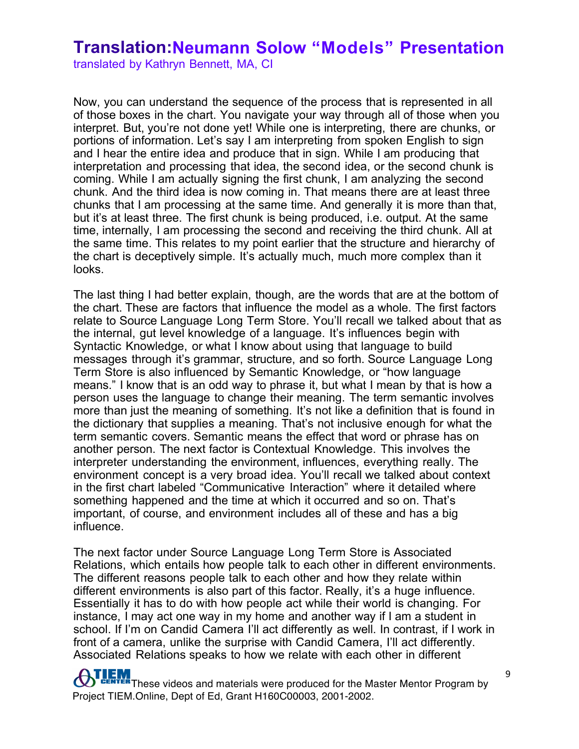# Translation: Neumann Solow "Models" Presentation

translated by Kathryn Bennett, MA, CI

Now, you can understand the sequence of the process that is represented in all of those boxes in the chart. You navigate your way through all of those when you interpret. But, you're not done yet! While one is interpreting, there are chunks, or portions of information. Let's say I am interpreting from spoken English to sign and I hear the entire idea and produce that in sign. While I am producing that interpretation and processing that idea, the second idea, or the second chunk is coming. While I am actually signing the first chunk, I am analyzing the second chunk. And the third idea is now coming in. That means there are at least three chunks that I am processing at the same time. And generally it is more than that, but it's at least three. The first chunk is being produced, i.e. output. At the same time, internally, I am processing the second and receiving the third chunk. All at the same time. This relates to my point earlier that the structure and hierarchy of the chart is deceptively simple. It's actually much, much more complex than it looks.

The last thing I had better explain, though, are the words that are at the bottom of the chart. These are factors that influence the model as a whole. The first factors relate to Source Language Long Term Store. You'll recall we talked about that as the internal, gut level knowledge of a language. It's influences begin with Syntactic Knowledge, or what I know about using that language to build messages through it's grammar, structure, and so forth. Source Language Long Term Store is also influenced by Semantic Knowledge, or "how language means." I know that is an odd way to phrase it, but what I mean by that is how a person uses the language to change their meaning. The term semantic involves more than just the meaning of something. It's not like a definition that is found in the dictionary that supplies a meaning. That's not inclusive enough for what the term semantic covers. Semantic means the effect that word or phrase has on another person. The next factor is Contextual Knowledge. This involves the interpreter understanding the environment, influences, everything really. The environment concept is a very broad idea. You'll recall we talked about context in the first chart labeled "Communicative Interaction" where it detailed where something happened and the time at which it occurred and so on. That's important, of course, and environment includes all of these and has a big influence.

The next factor under Source Language Long Term Store is Associated Relations, which entails how people talk to each other in different environments. The different reasons people talk to each other and how they relate within different environments is also part of this factor. Really, it's a huge influence. Essentially it has to do with how people act while their world is changing. For instance, I may act one way in my home and another way if I am a student in school. If I'm on Candid Camera I'll act differently as well. In contrast, if I work in front of a camera, unlike the surprise with Candid Camera, I'll act differently. Associated Relations speaks to how we relate with each other in different

These videos and materials were produced for the Master Mentor Program by Project TIEM.Online, Dept of Ed, Grant H160C00003, 2001-2002.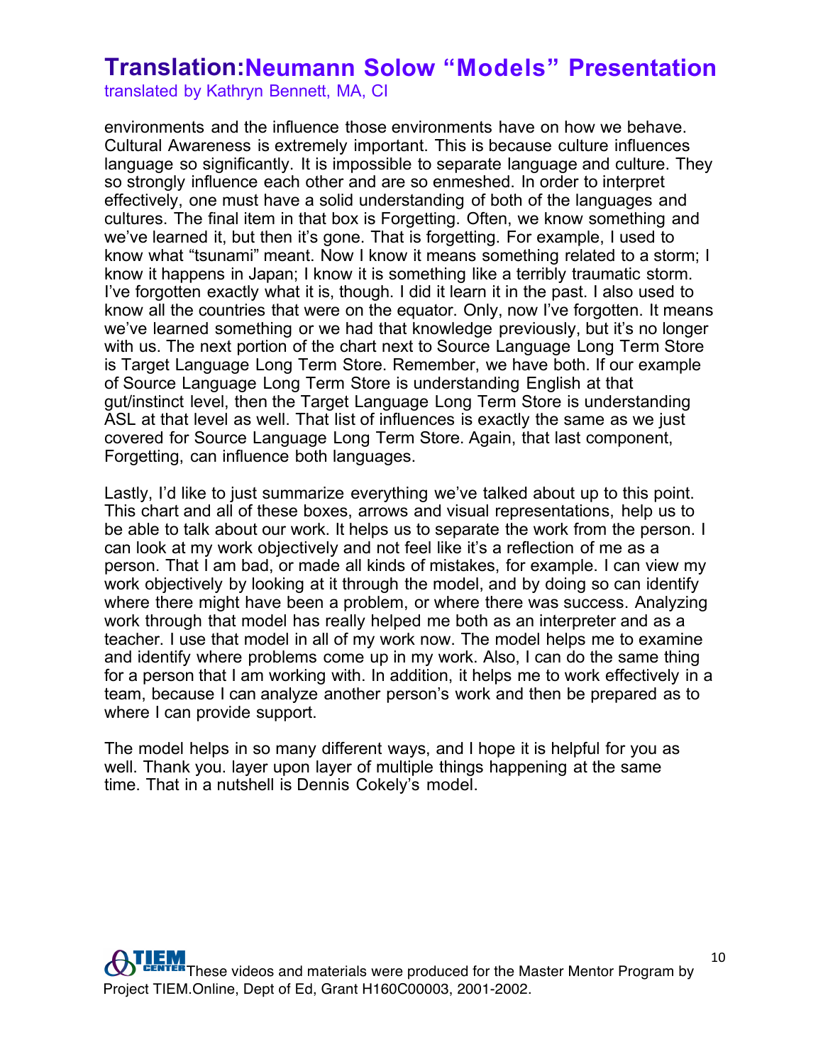environments and the influence those environments have on how we behave. Cultural Awareness is extremely important. This is because culture influences language so significantly. It is impossible to separate language and culture. They so strongly influence each other and are so enmeshed. In order to interpret effectively, one must have a solid understanding of both of the languages and cultures. The final item in that box is Forgetting. Often, we know something and we've learned it, but then it's gone. That is forgetting. For example, I used to know what "tsunami" meant. Now I know it means something related to a storm; I know it happens in Japan; I know it is something like a terribly traumatic storm. I've forgotten exactly what it is, though. I did it learn it in the past. I also used to know all the countries that were on the equator. Only, now I've forgotten. It means we've learned something or we had that knowledge previously, but it's no longer with us. The next portion of the chart next to Source Language Long Term Store is Target Language Long Term Store. Remember, we have both. If our example of Source Language Long Term Store is understanding English at that gut/instinct level, then the Target Language Long Term Store is understanding ASL at that level as well. That list of influences is exactly the same as we just covered for Source Language Long Term Store. Again, that last component, Forgetting, can influence both languages.

Lastly, I'd like to just summarize everything we've talked about up to this point. This chart and all of these boxes, arrows and visual representations, help us to be able to talk about our work. It helps us to separate the work from the person. I can look at my work objectively and not feel like it's a reflection of me as a person. That I am bad, or made all kinds of mistakes, for example. I can view my work objectively by looking at it through the model, and by doing so can identify where there might have been a problem, or where there was success. Analyzing work through that model has really helped me both as an interpreter and as a teacher. I use that model in all of my work now. The model helps me to examine and identify where problems come up in my work. Also, I can do the same thing for a person that I am working with. In addition, it helps me to work effectively in a team, because I can analyze another person's work and then be prepared as to where I can provide support.

The model helps in so many different ways, and I hope it is helpful for you as well. Thank you. layer upon layer of multiple things happening at the same time. That in a nutshell is Dennis Cokely's model.